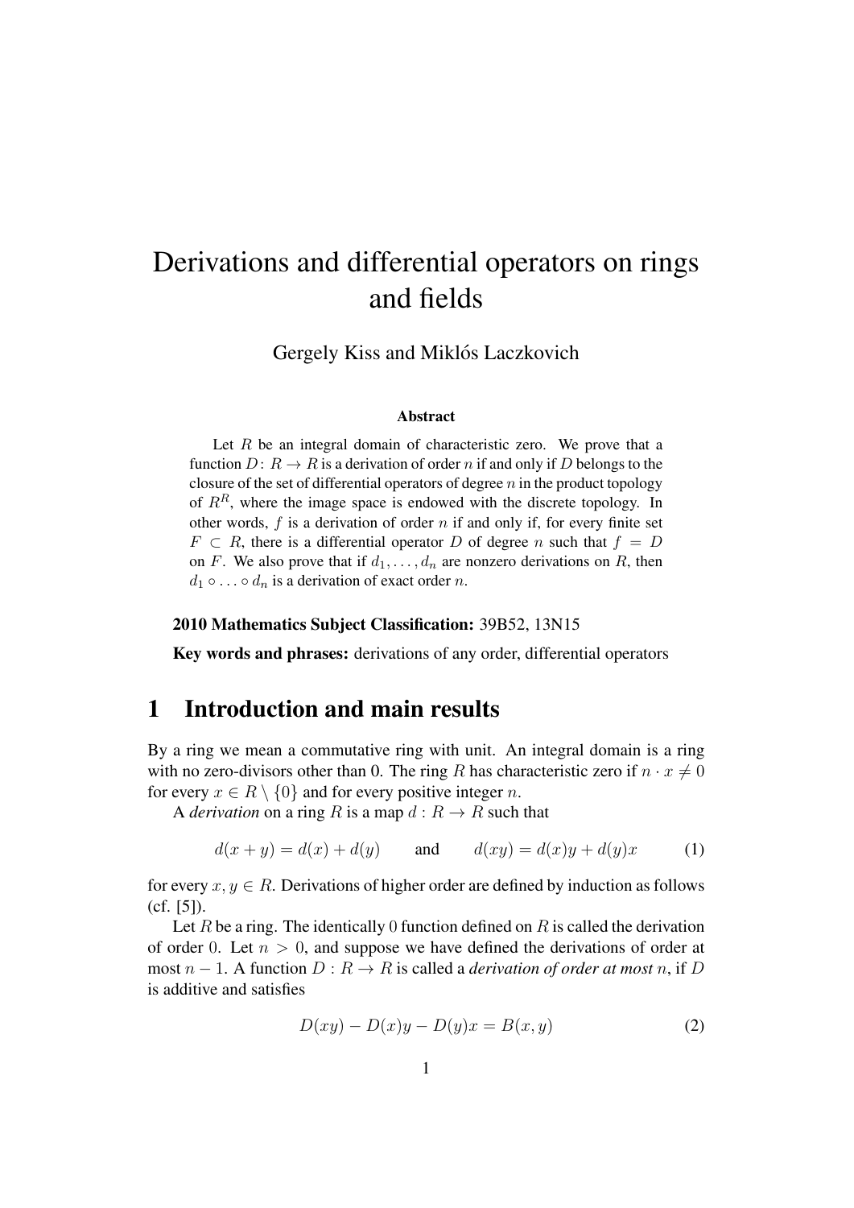# Derivations and differential operators on rings and fields

Gergely Kiss and Miklós Laczkovich

### Abstract

Let $R$ be an integral domain of characteristic zero. We prove that a function $D\colon R \to R$ is a derivation of order $n$ if and only if $D$ belongs to the closure of the set of differential operators of degree $n$ in the product topology of $R^R$, where the image space is endowed with the discrete topology. In other words, $f$ is a derivation of order $n$ if and only if, for every finite set $F \subset R$, there is a differential operator $D$ of degree $n$ such that $f = D$ on $F$. We also prove that if $d_1, \ldots, d_n$ are nonzero derivations on $R$, then $d_1 \circ \ldots \circ d_n$ is a derivation of exact order $n$.

**2010 Mathematics Subject Classification:** 39B52, 13N15

**Key words and phrases:** derivations of any order, differential operators

## 1 Introduction and main results

By a ring we mean a commutative ring with unit. An integral domain is a ring with no zero-divisors other than 0. The ring $R$ has characteristic zero if $n \cdot x \neq 0$ for every $x \in R \setminus \{0\}$ and for every positive integer $n$.

A *derivation* on a ring $R$ is a map $d : R \to R$ such that

$$d(x + y) = d(x) + d(y) \qquad \text{and} \qquad d(xy) = d(x)y + d(y)x \tag{1}$$

for every $x, y \in R$. Derivations of higher order are defined by induction as follows (cf. [5]).

Let $R$ be a ring. The identically $0$ function defined on $R$ is called the derivation of order $0$. Let $n > 0$, and suppose we have defined the derivations of order at most $n-1$. A function $D : R \to R$ is called a *derivation of order at most* $n$, if $D$ is additive and satisfies

$$D(xy) - D(x)y - D(y)x = B(x, y) \tag{2}$$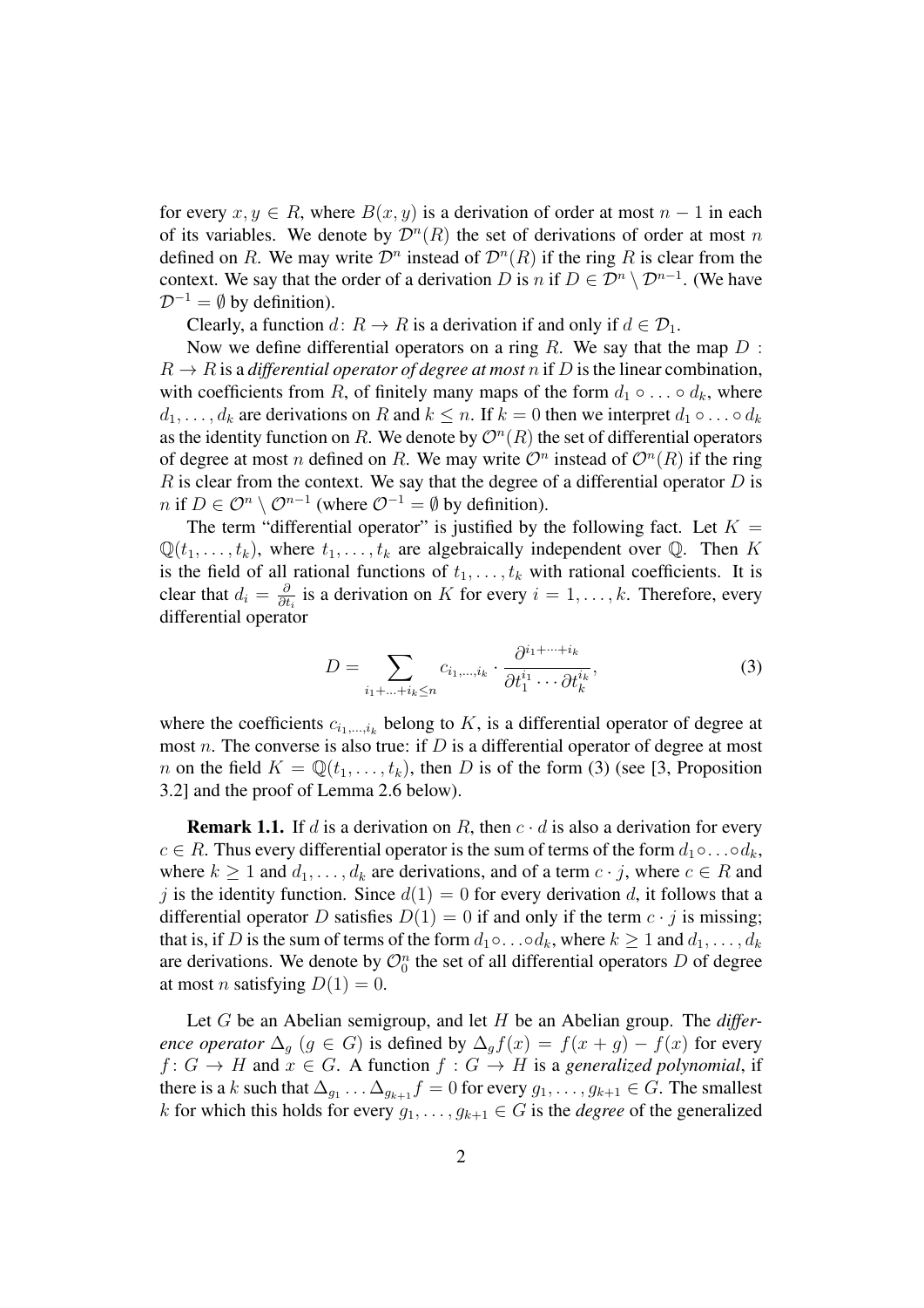for every $x, y \in R$, where $B(x, y)$ is a derivation of order at most $n-1$ in each of its variables. We denote by $\mathcal{D}^n(R)$ the set of derivations of order at most $n$ defined on $R$. We may write $\mathcal{D}^n$ instead of $\mathcal{D}^n(R)$ if the ring $R$ is clear from the context. We say that the order of a derivation $D$ is $n$ if $D \in \mathcal{D}^n \setminus \mathcal{D}^{n-1}$. (We have $\mathcal{D}^{-1} = \emptyset$ by definition).

Clearly, a function $d\colon R \to R$ is a derivation if and only if $d \in \mathcal{D}_1$.

Now we define differential operators on a ring $R$. We say that the map $D: R \to R$ is a *differential operator of degree at most* $n$ if $D$ is the linear combination, with coefficients from $R$, of finitely many maps of the form $d_1 \circ \ldots \circ d_k$, where $d_1, \ldots, d_k$ are derivations on $R$ and $k \le n$. If $k = 0$ then we interpret $d_1 \circ \ldots \circ d_k$ as the identity function on $R$. We denote by $\mathcal{O}^n(R)$ the set of differential operators of degree at most $n$ defined on $R$. We may write $\mathcal{O}^n$ instead of $\mathcal{O}^n(R)$ if the ring $R$ is clear from the context. We say that the degree of a differential operator $D$ is $n$ if $D \in \mathcal{O}^n \setminus \mathcal{O}^{n-1}$ (where $\mathcal{O}^{-1} = \emptyset$ by definition).

The term "differential operator" is justified by the following fact. Let $K = \mathbb{Q}(t_1, \ldots, t_k)$, where $t_1, \ldots, t_k$ are algebraically independent over $\mathbb{Q}$. Then $K$ is the field of all rational functions of $t_1, \ldots, t_k$ with rational coefficients. It is clear that $d_i = \frac{\partial}{\partial t_i}$ is a derivation on $K$ for every $i = 1, \ldots, k$. Therefore, every differential operator

$$D = \sum_{i_1 + \ldots + i_k \le n} c_{i_1, \ldots, i_k} \cdot \frac{\partial^{i_1 + \cdots + i_k}}{\partial t_1^{i_1} \cdots \partial t_k^{i_k}}, \tag{3}$$

where the coefficients $c_{i_1, \ldots, i_k}$ belong to $K$, is a differential operator of degree at most $n$. The converse is also true: if $D$ is a differential operator of degree at most $n$ on the field $K = \mathbb{Q}(t_1, \ldots, t_k)$, then $D$ is of the form (3) (see [3, Proposition 3.2] and the proof of Lemma 2.6 below).

**Remark 1.1.** If $d$ is a derivation on $R$, then $c \cdot d$ is also a derivation for every $c \in R$. Thus every differential operator is the sum of terms of the form $d_1 \circ \ldots \circ d_k$, where $k \ge 1$ and $d_1, \ldots, d_k$ are derivations, and of a term $c \cdot j$, where $c \in R$ and $j$ is the identity function. Since $d(1) = 0$ for every derivation $d$, it follows that a differential operator $D$ satisfies $D(1) = 0$ if and only if the term $c \cdot j$ is missing; that is, if $D$ is the sum of terms of the form $d_1 \circ \ldots \circ d_k$, where $k \ge 1$ and $d_1, \ldots, d_k$ are derivations. We denote by $\mathcal{O}_0^n$ the set of all differential operators $D$ of degree at most $n$ satisfying $D(1) = 0$.

Let $G$ be an Abelian semigroup, and let $H$ be an Abelian group. The *difference operator* $\Delta_g$ ($g \in G$) is defined by $\Delta_g f(x) = f(x+g) - f(x)$ for every $f\colon G \to H$ and $x \in G$. A function $f: G \to H$ is a *generalized polynomial*, if there is a $k$ such that $\Delta_{g_1} \ldots \Delta_{g_{k+1}} f = 0$ for every $g_1, \ldots, g_{k+1} \in G$. The smallest $k$ for which this holds for every $g_1, \ldots, g_{k+1} \in G$ is the *degree* of the generalized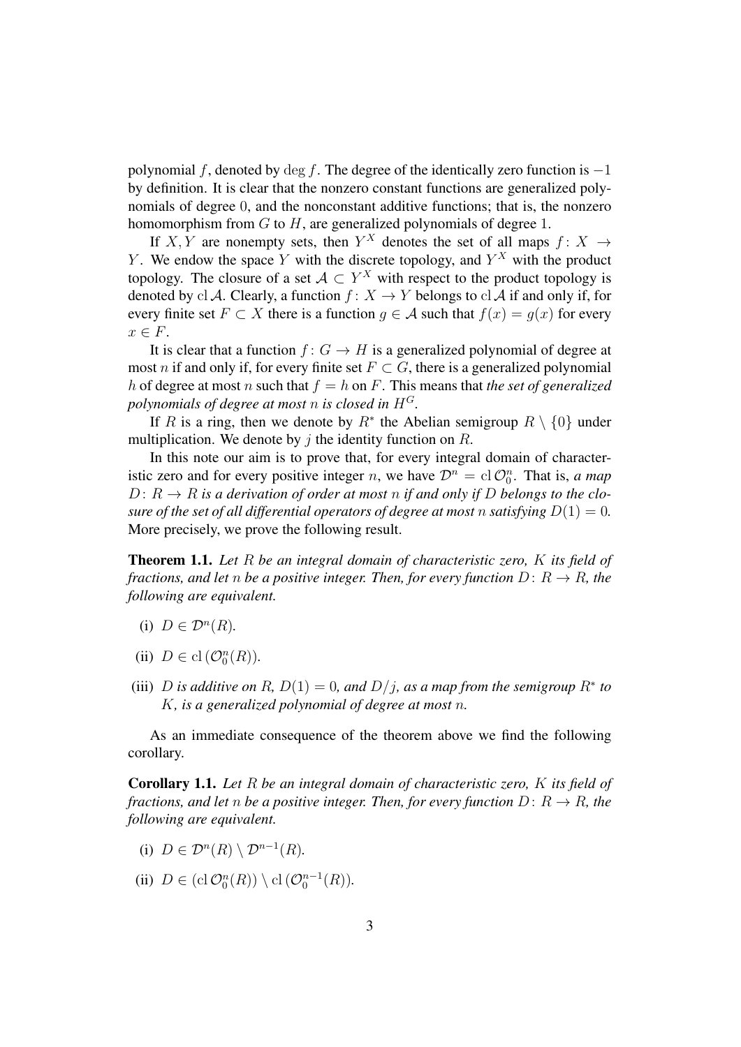polynomial $f$, denoted by $\deg f$. The degree of the identically zero function is $-1$ by definition. It is clear that the nonzero constant functions are generalized polynomials of degree $0$, and the nonconstant additive functions; that is, the nonzero homomorphism from $G$ to $H$, are generalized polynomials of degree $1$.

If $X, Y$ are nonempty sets, then $Y^X$ denotes the set of all maps $f\colon X \to Y$. We endow the space $Y$ with the discrete topology, and $Y^X$ with the product topology. The closure of a set $\mathcal{A} \subset Y^X$ with respect to the product topology is denoted by $\operatorname{cl} \mathcal{A}$. Clearly, a function $f\colon X \to Y$ belongs to $\operatorname{cl} \mathcal{A}$ if and only if, for every finite set $F \subset X$ there is a function $g \in \mathcal{A}$ such that $f(x) = g(x)$ for every $x \in F$.

It is clear that a function $f\colon G \to H$ is a generalized polynomial of degree at most $n$ if and only if, for every finite set $F \subset G$, there is a generalized polynomial $h$ of degree at most $n$ such that $f = h$ on $F$. This means that *the set of generalized polynomials of degree at most $n$ is closed in $H^G$.*

If $R$ is a ring, then we denote by $R^*$ the Abelian semigroup $R \setminus \{0\}$ under multiplication. We denote by $j$ the identity function on $R$.

In this note our aim is to prove that, for every integral domain of characteristic zero and for every positive integer $n$, we have $\mathcal{D}^n = \operatorname{cl} \mathcal{O}_0^n$. That is, *a map $D\colon R \to R$ is a derivation of order at most $n$ if and only if $D$ belongs to the closure of the set of all differential operators of degree at most $n$ satisfying $D(1) = 0$.* More precisely, we prove the following result.

**Theorem 1.1.** *Let $R$ be an integral domain of characteristic zero, $K$ its field of fractions, and let $n$ be a positive integer. Then, for every function $D\colon R \to R$, the following are equivalent.*

(i) $D \in \mathcal{D}^n(R)$.

(ii) $D \in \operatorname{cl}(\mathcal{O}_0^n(R))$.

(iii) *$D$ is additive on $R$, $D(1) = 0$, and $D/j$, as a map from the semigroup $R^*$ to $K$, is a generalized polynomial of degree at most $n$.*

As an immediate consequence of the theorem above we find the following corollary.

**Corollary 1.1.** *Let $R$ be an integral domain of characteristic zero, $K$ its field of fractions, and let $n$ be a positive integer. Then, for every function $D\colon R \to R$, the following are equivalent.*

(i) $D \in \mathcal{D}^n(R) \setminus \mathcal{D}^{n-1}(R)$.

(ii) $D \in (\operatorname{cl} \mathcal{O}_0^n(R)) \setminus \operatorname{cl}(\mathcal{O}_0^{n-1}(R))$.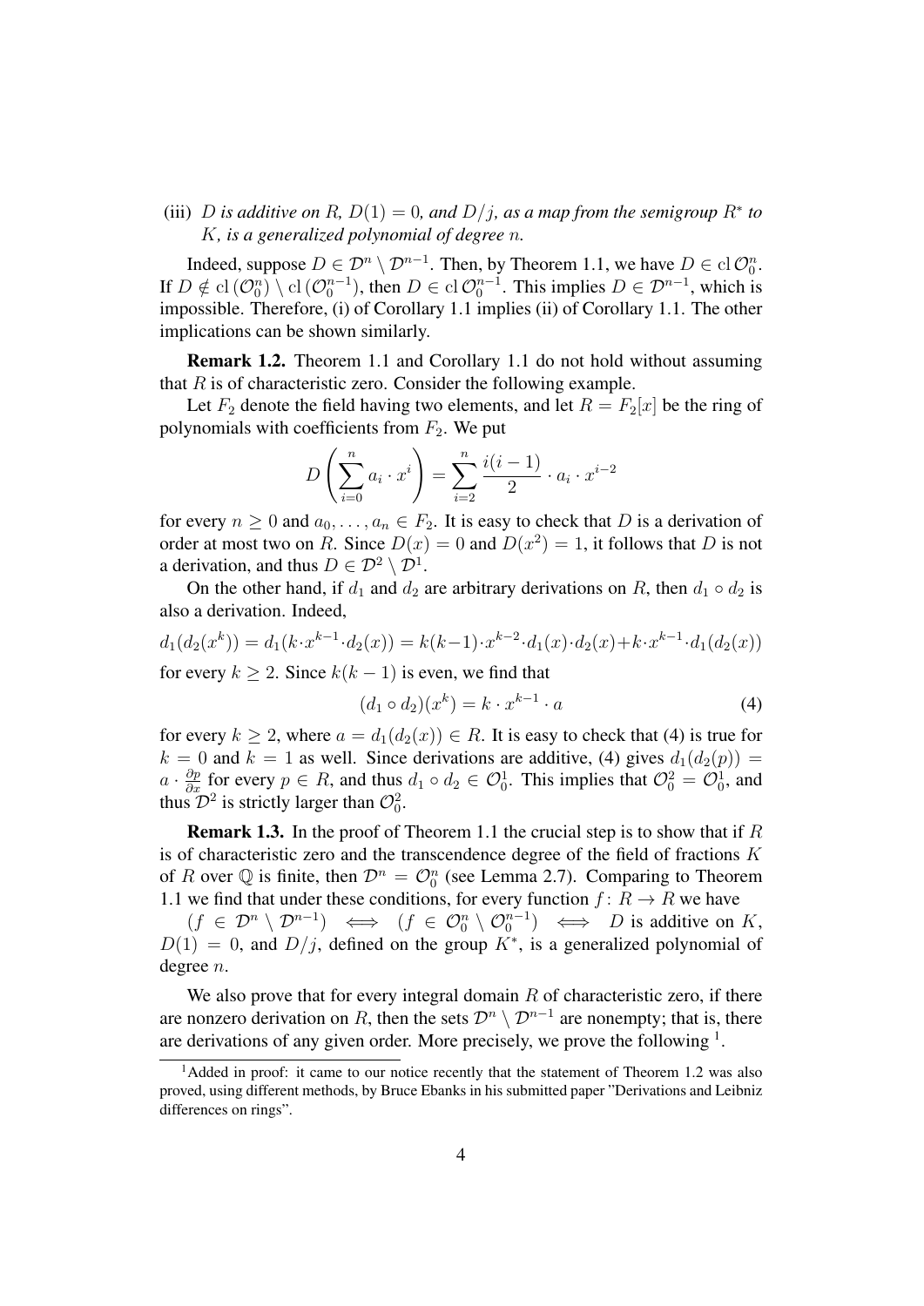(iii) *$D$ is additive on $R$, $D(1) = 0$, and $D/j$, as a map from the semigroup $R^*$ to $K$, is a generalized polynomial of degree $n$.*

Indeed, suppose $D \in \mathcal{D}^n \setminus \mathcal{D}^{n-1}$. Then, by Theorem 1.1, we have $D \in \operatorname{cl} \mathcal{O}_0^n$. If $D \notin \operatorname{cl}(\mathcal{O}_0^n) \setminus \operatorname{cl}(\mathcal{O}_0^{n-1})$, then $D \in \operatorname{cl} \mathcal{O}_0^{n-1}$. This implies $D \in \mathcal{D}^{n-1}$, which is impossible. Therefore, (i) of Corollary 1.1 implies (ii) of Corollary 1.1. The other implications can be shown similarly.

**Remark 1.2.** Theorem 1.1 and Corollary 1.1 do not hold without assuming that $R$ is of characteristic zero. Consider the following example.

Let $F_2$ denote the field having two elements, and let $R = F_2[x]$ be the ring of polynomials with coefficients from $F_2$. We put

$$D\left(\sum_{i=0}^{n} a_i \cdot x^i\right) = \sum_{i=2}^{n} \frac{i(i-1)}{2} \cdot a_i \cdot x^{i-2}$$

for every $n \geq 0$ and $a_0, \ldots, a_n \in F_2$. It is easy to check that $D$ is a derivation of order at most two on $R$. Since $D(x) = 0$ and $D(x^2) = 1$, it follows that $D$ is not a derivation, and thus $D \in \mathcal{D}^2 \setminus \mathcal{D}^1$.

On the other hand, if $d_1$ and $d_2$ are arbitrary derivations on $R$, then $d_1 \circ d_2$ is also a derivation. Indeed,

$$d_1(d_2(x^k)) = d_1(k \cdot x^{k-1} \cdot d_2(x)) = k(k-1) \cdot x^{k-2} \cdot d_1(x) \cdot d_2(x) + k \cdot x^{k-1} \cdot d_1(d_2(x))$$

for every $k \geq 2$. Since $k(k-1)$ is even, we find that

$$(d_1 \circ d_2)(x^k) = k \cdot x^{k-1} \cdot a \tag{4}$$

for every $k \geq 2$, where $a = d_1(d_2(x)) \in R$. It is easy to check that (4) is true for $k = 0$ and $k = 1$ as well. Since derivations are additive, (4) gives $d_1(d_2(p)) = a \cdot \frac{\partial p}{\partial x}$ for every $p \in R$, and thus $d_1 \circ d_2 \in \mathcal{O}_0^1$. This implies that $\mathcal{O}_0^2 = \mathcal{O}_0^1$, and thus $\mathcal{D}^2$ is strictly larger than $\mathcal{O}_0^2$.

**Remark 1.3.** In the proof of Theorem 1.1 the crucial step is to show that if $R$ is of characteristic zero and the transcendence degree of the field of fractions $K$ of $R$ over $\mathbb{Q}$ is finite, then $\mathcal{D}^n = \mathcal{O}_0^n$ (see Lemma 2.7). Comparing to Theorem 1.1 we find that under these conditions, for every function $f \colon R \to R$ we have

$(f \in \mathcal{D}^n \setminus \mathcal{D}^{n-1}) \iff (f \in \mathcal{O}_0^n \setminus \mathcal{O}_0^{n-1}) \iff D$ is additive on $K$, $D(1) = 0$, and $D/j$, defined on the group $K^*$, is a generalized polynomial of degree $n$.

We also prove that for every integral domain $R$ of characteristic zero, if there are nonzero derivation on $R$, then the sets $\mathcal{D}^n \setminus \mathcal{D}^{n-1}$ are nonempty; that is, there are derivations of any given order. More precisely, we prove the following [1].

[1] Added in proof: it came to our notice recently that the statement of Theorem 1.2 was also proved, using different methods, by Bruce Ebanks in his submitted paper "Derivations and Leibniz differences on rings".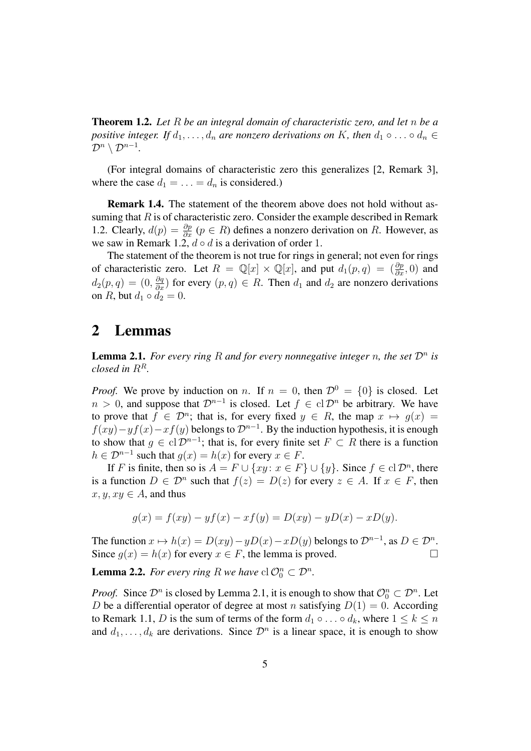**Theorem 1.2.** *Let $R$ be an integral domain of characteristic zero, and let $n$ be a positive integer. If $d_1, \ldots, d_n$ are nonzero derivations on $K$, then $d_1 \circ \ldots \circ d_n \in \mathcal{D}^n \setminus \mathcal{D}^{n-1}$.*

(For integral domains of characteristic zero this generalizes [2, Remark 3], where the case $d_1 = \ldots = d_n$ is considered.)

**Remark 1.4.** The statement of the theorem above does not hold without assuming that $R$ is of characteristic zero. Consider the example described in Remark 1.2. Clearly, $d(p) = \frac{\partial p}{\partial x}$ ($p \in R$) defines a nonzero derivation on $R$. However, as we saw in Remark 1.2, $d \circ d$ is a derivation of order $1$.

The statement of the theorem is not true for rings in general; not even for rings of characteristic zero. Let $R = \mathbb{Q}[x] \times \mathbb{Q}[x]$, and put $d_1(p, q) = (\frac{\partial p}{\partial x}, 0)$ and $d_2(p, q) = (0, \frac{\partial q}{\partial x})$ for every $(p, q) \in R$. Then $d_1$ and $d_2$ are nonzero derivations on $R$, but $d_1 \circ d_2 = 0$.

## 2 Lemmas

**Lemma 2.1.** *For every ring $R$ and for every nonnegative integer $n$, the set $\mathcal{D}^n$ is closed in $R^R$.*

*Proof.* We prove by induction on $n$. If $n = 0$, then $\mathcal{D}^0 = \{0\}$ is closed. Let $n > 0$, and suppose that $\mathcal{D}^{n-1}$ is closed. Let $f \in \operatorname{cl} \mathcal{D}^n$ be arbitrary. We have to prove that $f \in \mathcal{D}^n$; that is, for every fixed $y \in R$, the map $x \mapsto g(x) = f(xy) - yf(x) - xf(y)$ belongs to $\mathcal{D}^{n-1}$. By the induction hypothesis, it is enough to show that $g \in \operatorname{cl} \mathcal{D}^{n-1}$; that is, for every finite set $F \subset R$ there is a function $h \in \mathcal{D}^{n-1}$ such that $g(x) = h(x)$ for every $x \in F$.

If $F$ is finite, then so is $A = F \cup \{xy : x \in F\} \cup \{y\}$. Since $f \in \operatorname{cl} \mathcal{D}^n$, there is a function $D \in \mathcal{D}^n$ such that $f(z) = D(z)$ for every $z \in A$. If $x \in F$, then $x, y, xy \in A$, and thus

$$g(x) = f(xy) - yf(x) - xf(y) = D(xy) - yD(x) - xD(y).$$

The function $x \mapsto h(x) = D(xy) - yD(x) - xD(y)$ belongs to $\mathcal{D}^{n-1}$, as $D \in \mathcal{D}^n$. Since $g(x) = h(x)$ for every $x \in F$, the lemma is proved. $\square$

**Lemma 2.2.** *For every ring $R$ we have $\operatorname{cl} \mathcal{O}_0^n \subset \mathcal{D}^n$.*

*Proof.* Since $\mathcal{D}^n$ is closed by Lemma 2.1, it is enough to show that $\mathcal{O}_0^n \subset \mathcal{D}^n$. Let $D$ be a differential operator of degree at most $n$ satisfying $D(1) = 0$. According to Remark 1.1, $D$ is the sum of terms of the form $d_1 \circ \ldots \circ d_k$, where $1 \le k \le n$ and $d_1, \ldots, d_k$ are derivations. Since $\mathcal{D}^n$ is a linear space, it is enough to show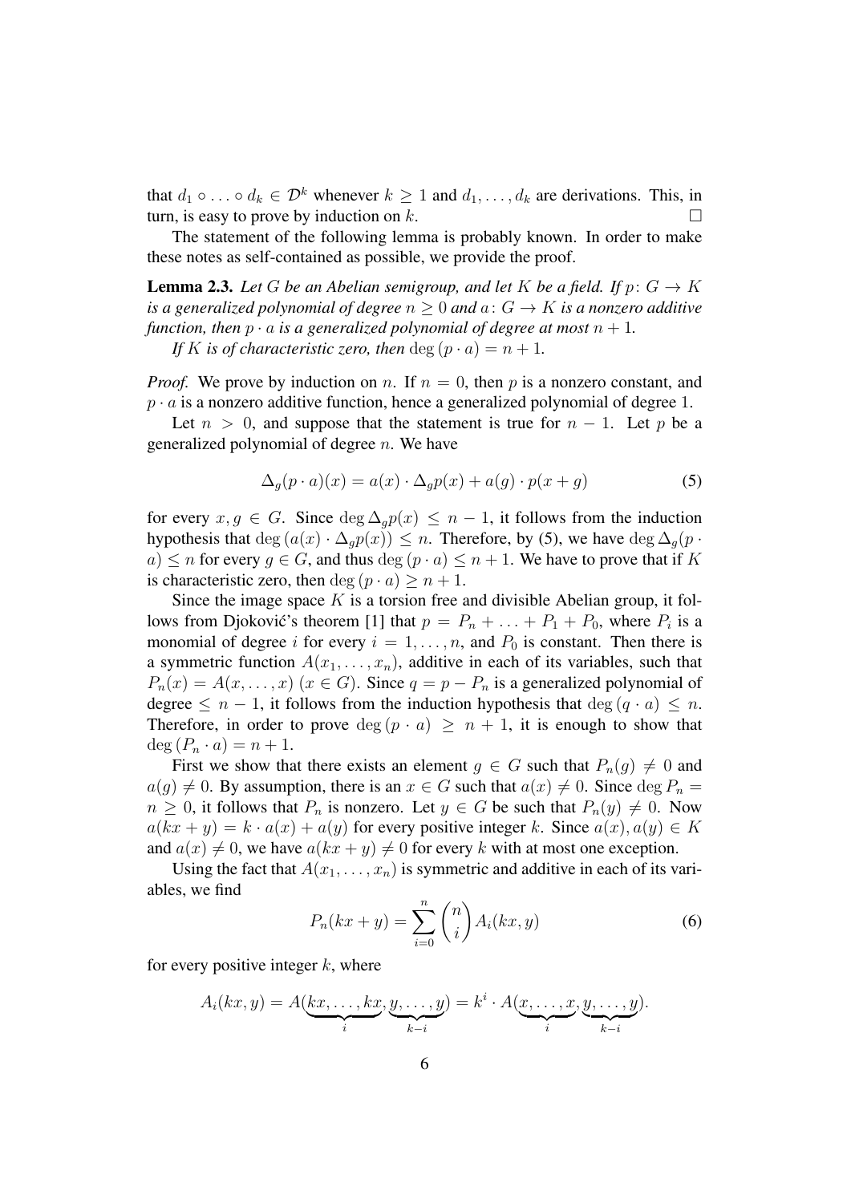that $d_1 \circ \ldots \circ d_k \in \mathcal{D}^k$ whenever $k \geq 1$ and $d_1, \ldots, d_k$ are derivations. This, in turn, is easy to prove by induction on $k$. $\square$

The statement of the following lemma is probably known. In order to make these notes as self-contained as possible, we provide the proof.

**Lemma 2.3.** *Let $G$ be an Abelian semigroup, and let $K$ be a field. If $p \colon G \to K$ is a generalized polynomial of degree $n \geq 0$ and $a \colon G \to K$ is a nonzero additive function, then $p \cdot a$ is a generalized polynomial of degree at most $n + 1$.*

*If $K$ is of characteristic zero, then $\deg(p \cdot a) = n + 1$.*

*Proof.* We prove by induction on $n$. If $n = 0$, then $p$ is a nonzero constant, and $p \cdot a$ is a nonzero additive function, hence a generalized polynomial of degree 1.

Let $n > 0$, and suppose that the statement is true for $n - 1$. Let $p$ be a generalized polynomial of degree $n$. We have

$$\Delta_g(p \cdot a)(x) = a(x) \cdot \Delta_g p(x) + a(g) \cdot p(x + g) \tag{5}$$

for every $x, g \in G$. Since $\deg \Delta_g p(x) \leq n - 1$, it follows from the induction hypothesis that $\deg(a(x) \cdot \Delta_g p(x)) \leq n$. Therefore, by (5), we have $\deg \Delta_g(p \cdot a) \leq n$ for every $g \in G$, and thus $\deg(p \cdot a) \leq n + 1$. We have to prove that if $K$ is characteristic zero, then $\deg(p \cdot a) \geq n + 1$.

Since the image space $K$ is a torsion free and divisible Abelian group, it follows from Djoković's theorem [1] that $p = P_n + \ldots + P_1 + P_0$, where $P_i$ is a monomial of degree $i$ for every $i = 1, \ldots, n$, and $P_0$ is constant. Then there is a symmetric function $A(x_1, \ldots, x_n)$, additive in each of its variables, such that $P_n(x) = A(x, \ldots, x)$ $(x \in G)$. Since $q = p - P_n$ is a generalized polynomial of degree $\leq n - 1$, it follows from the induction hypothesis that $\deg(q \cdot a) \leq n$. Therefore, in order to prove $\deg(p \cdot a) \geq n + 1$, it is enough to show that $\deg(P_n \cdot a) = n + 1$.

First we show that there exists an element $g \in G$ such that $P_n(g) \neq 0$ and $a(g) \neq 0$. By assumption, there is an $x \in G$ such that $a(x) \neq 0$. Since $\deg P_n = n \geq 0$, it follows that $P_n$ is nonzero. Let $y \in G$ be such that $P_n(y) \neq 0$. Now $a(kx + y) = k \cdot a(x) + a(y)$ for every positive integer $k$. Since $a(x), a(y) \in K$ and $a(x) \neq 0$, we have $a(kx + y) \neq 0$ for every $k$ with at most one exception.

Using the fact that $A(x_1, \ldots, x_n)$ is symmetric and additive in each of its variables, we find

$$P_n(kx + y) = \sum_{i=0}^{n} \binom{n}{i} A_i(kx, y) \tag{6}$$

for every positive integer $k$, where

$$A_i(kx, y) = A(\underbrace{kx, \ldots, kx}_{i}, \underbrace{y, \ldots, y}_{k-i}) = k^i \cdot A(\underbrace{x, \ldots, x}_{i}, \underbrace{y, \ldots, y}_{k-i}).$$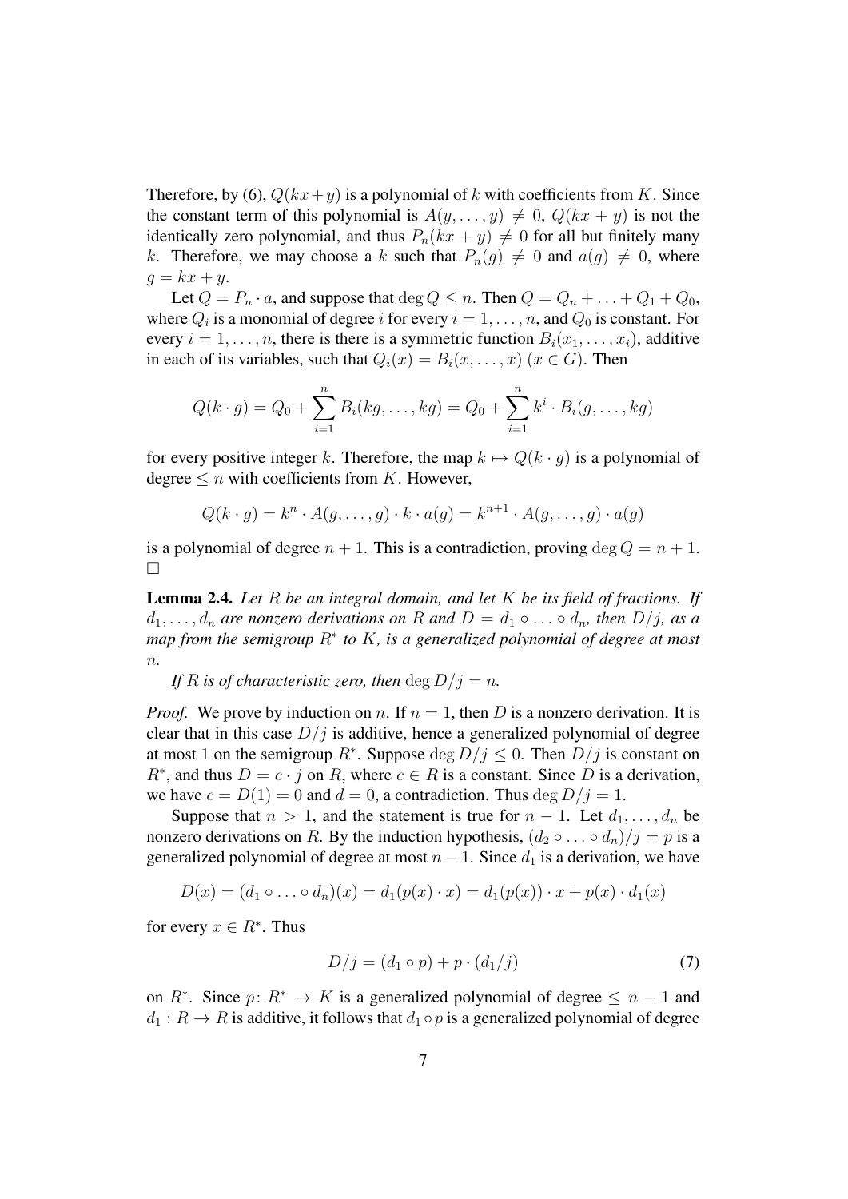Therefore, by (6), $Q(kx+y)$ is a polynomial of $k$ with coefficients from $K$. Since the constant term of this polynomial is $A(y,\dots,y) \neq 0$, $Q(kx+y)$ is not the identically zero polynomial, and thus $P_n(kx+y) \neq 0$ for all but finitely many $k$. Therefore, we may choose a $k$ such that $P_n(g) \neq 0$ and $a(g) \neq 0$, where $g = kx + y$.

Let $Q = P_n \cdot a$, and suppose that $\deg Q \leq n$. Then $Q = Q_n + \ldots + Q_1 + Q_0$, where $Q_i$ is a monomial of degree $i$ for every $i = 1, \dots, n$, and $Q_0$ is constant. For every $i = 1, \dots, n$, there is there is a symmetric function $B_i(x_1, \dots, x_i)$, additive in each of its variables, such that $Q_i(x) = B_i(x, \dots, x)$ $(x \in G)$. Then

$$Q(k \cdot g) = Q_0 + \sum_{i=1}^{n} B_i(kg, \dots, kg) = Q_0 + \sum_{i=1}^{n} k^i \cdot B_i(g, \dots, kg)$$

for every positive integer $k$. Therefore, the map $k \mapsto Q(k \cdot g)$ is a polynomial of degree $\leq n$ with coefficients from $K$. However,

$$Q(k \cdot g) = k^n \cdot A(g, \dots, g) \cdot k \cdot a(g) = k^{n+1} \cdot A(g, \dots, g) \cdot a(g)$$

is a polynomial of degree $n+1$. This is a contradiction, proving $\deg Q = n+1$. $\square$

**Lemma 2.4.** *Let $R$ be an integral domain, and let $K$ be its field of fractions. If $d_1, \dots, d_n$ are nonzero derivations on $R$ and $D = d_1 \circ \ldots \circ d_n$, then $D/j$, as a map from the semigroup $R^*$ to $K$, is a generalized polynomial of degree at most $n$.*

*If $R$ is of characteristic zero, then $\deg D/j = n$.*

*Proof.* We prove by induction on $n$. If $n = 1$, then $D$ is a nonzero derivation. It is clear that in this case $D/j$ is additive, hence a generalized polynomial of degree at most $1$ on the semigroup $R^*$. Suppose $\deg D/j \leq 0$. Then $D/j$ is constant on $R^*$, and thus $D = c \cdot j$ on $R$, where $c \in R$ is a constant. Since $D$ is a derivation, we have $c = D(1) = 0$ and $d = 0$, a contradiction. Thus $\deg D/j = 1$.

Suppose that $n > 1$, and the statement is true for $n - 1$. Let $d_1, \dots, d_n$ be nonzero derivations on $R$. By the induction hypothesis, $(d_2 \circ \ldots \circ d_n)/j = p$ is a generalized polynomial of degree at most $n-1$. Since $d_1$ is a derivation, we have

$$D(x) = (d_1 \circ \ldots \circ d_n)(x) = d_1(p(x) \cdot x) = d_1(p(x)) \cdot x + p(x) \cdot d_1(x)$$

for every $x \in R^*$. Thus

$$D/j = (d_1 \circ p) + p \cdot (d_1/j) \tag{7}$$

on $R^*$. Since $p \colon R^* \to K$ is a generalized polynomial of degree $\leq n-1$ and $d_1 : R \to R$ is additive, it follows that $d_1 \circ p$ is a generalized polynomial of degree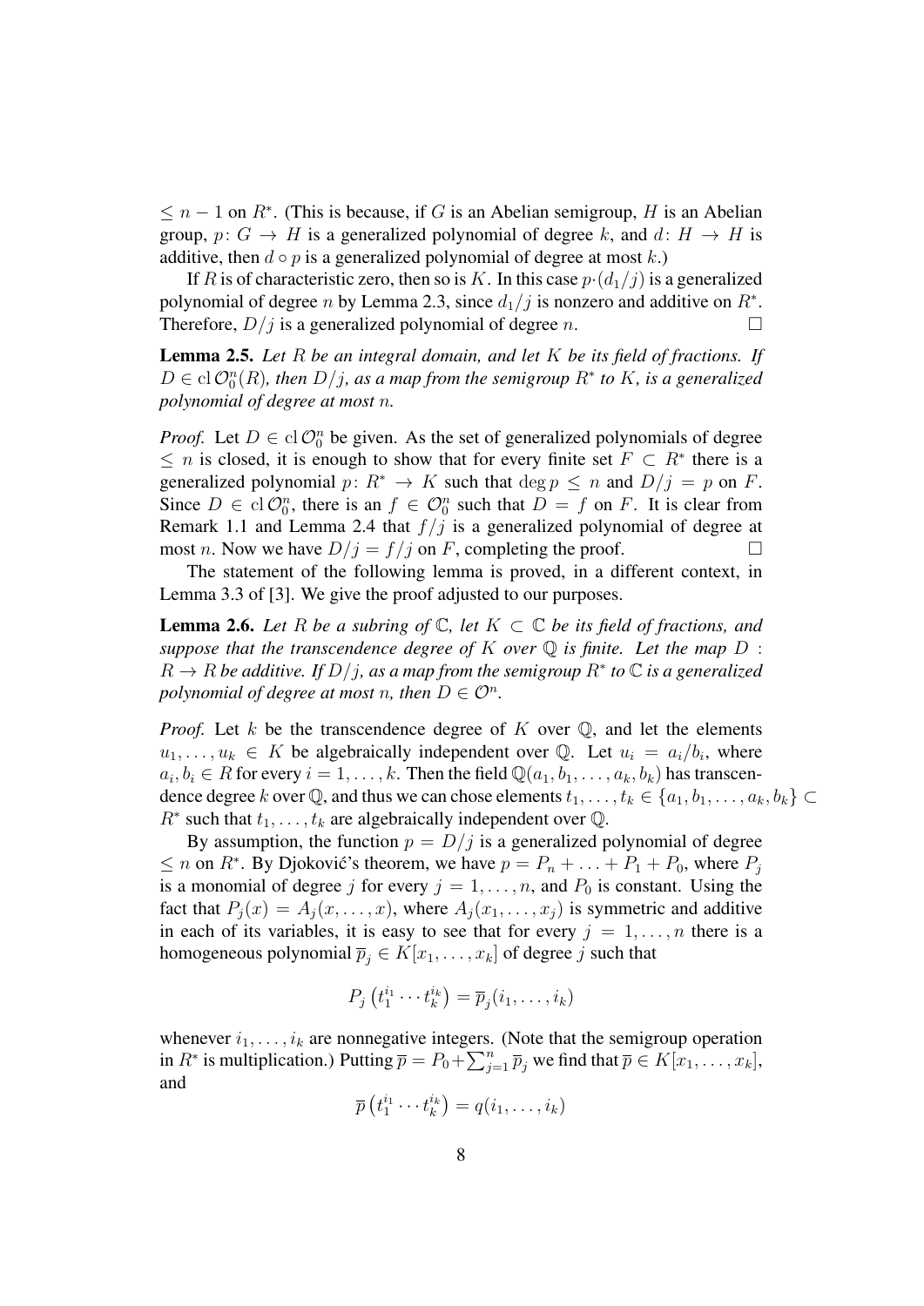$\leq n-1$ on $R^*$. (This is because, if $G$ is an Abelian semigroup, $H$ is an Abelian group, $p\colon G \to H$ is a generalized polynomial of degree $k$, and $d\colon H \to H$ is additive, then $d \circ p$ is a generalized polynomial of degree at most $k$.)

If $R$ is of characteristic zero, then so is $K$. In this case $p\cdot(d_1/j)$ is a generalized polynomial of degree $n$ by Lemma 2.3, since $d_1/j$ is nonzero and additive on $R^*$. Therefore, $D/j$ is a generalized polynomial of degree $n$. $\square$

**Lemma 2.5.** *Let $R$ be an integral domain, and let $K$ be its field of fractions. If $D \in \operatorname{cl}\mathcal{O}_0^n(R)$, then $D/j$, as a map from the semigroup $R^*$ to $K$, is a generalized polynomial of degree at most $n$.*

*Proof.* Let $D \in \operatorname{cl}\mathcal{O}_0^n$ be given. As the set of generalized polynomials of degree $\leq n$ is closed, it is enough to show that for every finite set $F \subset R^*$ there is a generalized polynomial $p\colon R^* \to K$ such that $\deg p \leq n$ and $D/j = p$ on $F$. Since $D \in \operatorname{cl}\mathcal{O}_0^n$, there is an $f \in \mathcal{O}_0^n$ such that $D = f$ on $F$. It is clear from Remark 1.1 and Lemma 2.4 that $f/j$ is a generalized polynomial of degree at most $n$. Now we have $D/j = f/j$ on $F$, completing the proof. $\square$

The statement of the following lemma is proved, in a different context, in Lemma 3.3 of [3]. We give the proof adjusted to our purposes.

**Lemma 2.6.** *Let $R$ be a subring of $\mathbb{C}$, let $K \subset \mathbb{C}$ be its field of fractions, and suppose that the transcendence degree of $K$ over $\mathbb{Q}$ is finite. Let the map $D: R \to R$ be additive. If $D/j$, as a map from the semigroup $R^*$ to $\mathbb{C}$ is a generalized polynomial of degree at most $n$, then $D \in \mathcal{O}^n$.*

*Proof.* Let $k$ be the transcendence degree of $K$ over $\mathbb{Q}$, and let the elements $u_1, \ldots, u_k \in K$ be algebraically independent over $\mathbb{Q}$. Let $u_i = a_i/b_i$, where $a_i, b_i \in R$ for every $i = 1, \ldots, k$. Then the field $\mathbb{Q}(a_1, b_1, \ldots, a_k, b_k)$ has transcendence degree $k$ over $\mathbb{Q}$, and thus we can chose elements $t_1, \ldots, t_k \in \{a_1, b_1, \ldots, a_k, b_k\} \subset R^*$ such that $t_1, \ldots, t_k$ are algebraically independent over $\mathbb{Q}$.

By assumption, the function $p = D/j$ is a generalized polynomial of degree $\leq n$ on $R^*$. By Djoković's theorem, we have $p = P_n + \ldots + P_1 + P_0$, where $P_j$ is a monomial of degree $j$ for every $j = 1, \ldots, n$, and $P_0$ is constant. Using the fact that $P_j(x) = A_j(x, \ldots, x)$, where $A_j(x_1, \ldots, x_j)$ is symmetric and additive in each of its variables, it is easy to see that for every $j = 1, \ldots, n$ there is a homogeneous polynomial $\overline{p}_j \in K[x_1, \ldots, x_k]$ of degree $j$ such that

$$P_j\left(t_1^{i_1} \cdots t_k^{i_k}\right) = \overline{p}_j(i_1, \ldots, i_k)$$

whenever $i_1, \ldots, i_k$ are nonnegative integers. (Note that the semigroup operation in $R^*$ is multiplication.) Putting $\overline{p} = P_0 + \sum_{j=1}^n \overline{p}_j$ we find that $\overline{p} \in K[x_1, \ldots, x_k]$, and

$$\overline{p}\left(t_1^{i_1} \cdots t_k^{i_k}\right) = q(i_1, \ldots, i_k)$$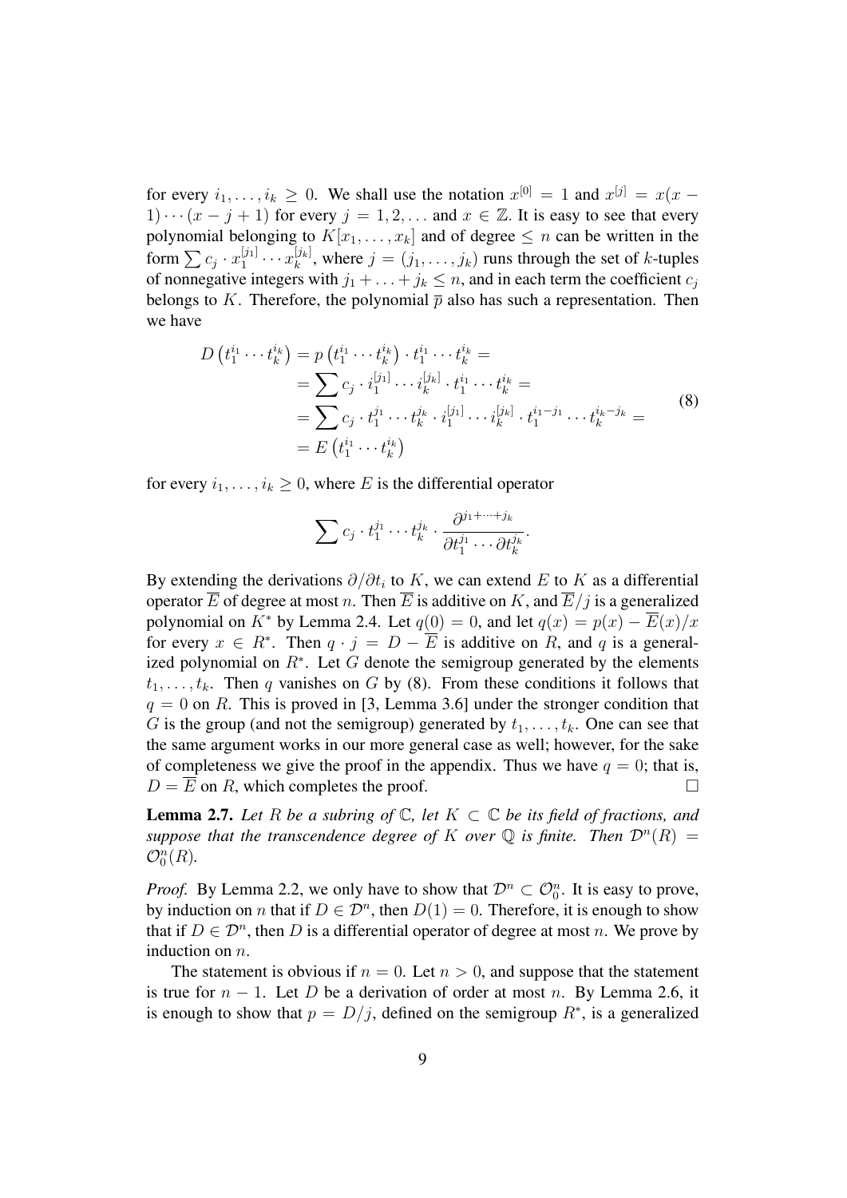for every $i_1, \ldots, i_k \geq 0$. We shall use the notation $x^{[0]} = 1$ and $x^{[j]} = x(x-1)\cdots(x-j+1)$ for every $j = 1, 2, \ldots$ and $x \in \mathbb{Z}$. It is easy to see that every polynomial belonging to $K[x_1, \ldots, x_k]$ and of degree $\leq n$ can be written in the form $\sum c_j \cdot x_1^{[j_1]} \cdots x_k^{[j_k]}$, where $j = (j_1, \ldots, j_k)$ runs through the set of $k$-tuples of nonnegative integers with $j_1 + \ldots + j_k \leq n$, and in each term the coefficient $c_j$ belongs to $K$. Therefore, the polynomial $\overline{p}$ also has such a representation. Then we have

$$
\begin{aligned}
D\left(t_1^{i_1} \cdots t_k^{i_k}\right) &= p\left(t_1^{i_1} \cdots t_k^{i_k}\right) \cdot t_1^{i_1} \cdots t_k^{i_k} = \\
&= \sum c_j \cdot i_1^{[j_1]} \cdots i_k^{[j_k]} \cdot t_1^{i_1} \cdots t_k^{i_k} = \\
&= \sum c_j \cdot t_1^{j_1} \cdots t_k^{j_k} \cdot i_1^{[j_1]} \cdots i_k^{[j_k]} \cdot t_1^{i_1 - j_1} \cdots t_k^{i_k - j_k} = \\
&= E\left(t_1^{i_1} \cdots t_k^{i_k}\right)
\end{aligned} \tag{8}
$$

for every $i_1, \ldots, i_k \geq 0$, where $E$ is the differential operator

$$
\sum c_j \cdot t_1^{j_1} \cdots t_k^{j_k} \cdot \frac{\partial^{j_1 + \cdots + j_k}}{\partial t_1^{j_1} \cdots \partial t_k^{j_k}}.
$$

By extending the derivations $\partial / \partial t_i$ to $K$, we can extend $E$ to $K$ as a differential operator $\overline{E}$ of degree at most $n$. Then $\overline{E}$ is additive on $K$, and $\overline{E}/j$ is a generalized polynomial on $K^*$ by Lemma 2.4. Let $q(0) = 0$, and let $q(x) = p(x) - \overline{E}(x)/x$ for every $x \in R^*$. Then $q \cdot j = D - \overline{E}$ is additive on $R$, and $q$ is a generalized polynomial on $R^*$. Let $G$ denote the semigroup generated by the elements $t_1, \ldots, t_k$. Then $q$ vanishes on $G$ by (8). From these conditions it follows that $q = 0$ on $R$. This is proved in [3, Lemma 3.6] under the stronger condition that $G$ is the group (and not the semigroup) generated by $t_1, \ldots, t_k$. One can see that the same argument works in our more general case as well; however, for the sake of completeness we give the proof in the appendix. Thus we have $q = 0$; that is, $D = \overline{E}$ on $R$, which completes the proof. $\square$

**Lemma 2.7.** *Let $R$ be a subring of $\mathbb{C}$, let $K \subset \mathbb{C}$ be its field of fractions, and suppose that the transcendence degree of $K$ over $\mathbb{Q}$ is finite. Then $\mathcal{D}^n(R) = \mathcal{O}_0^n(R)$.*

*Proof.* By Lemma 2.2, we only have to show that $\mathcal{D}^n \subset \mathcal{O}_0^n$. It is easy to prove, by induction on $n$ that if $D \in \mathcal{D}^n$, then $D(1) = 0$. Therefore, it is enough to show that if $D \in \mathcal{D}^n$, then $D$ is a differential operator of degree at most $n$. We prove by induction on $n$.

The statement is obvious if $n = 0$. Let $n > 0$, and suppose that the statement is true for $n - 1$. Let $D$ be a derivation of order at most $n$. By Lemma 2.6, it is enough to show that $p = D/j$, defined on the semigroup $R^*$, is a generalized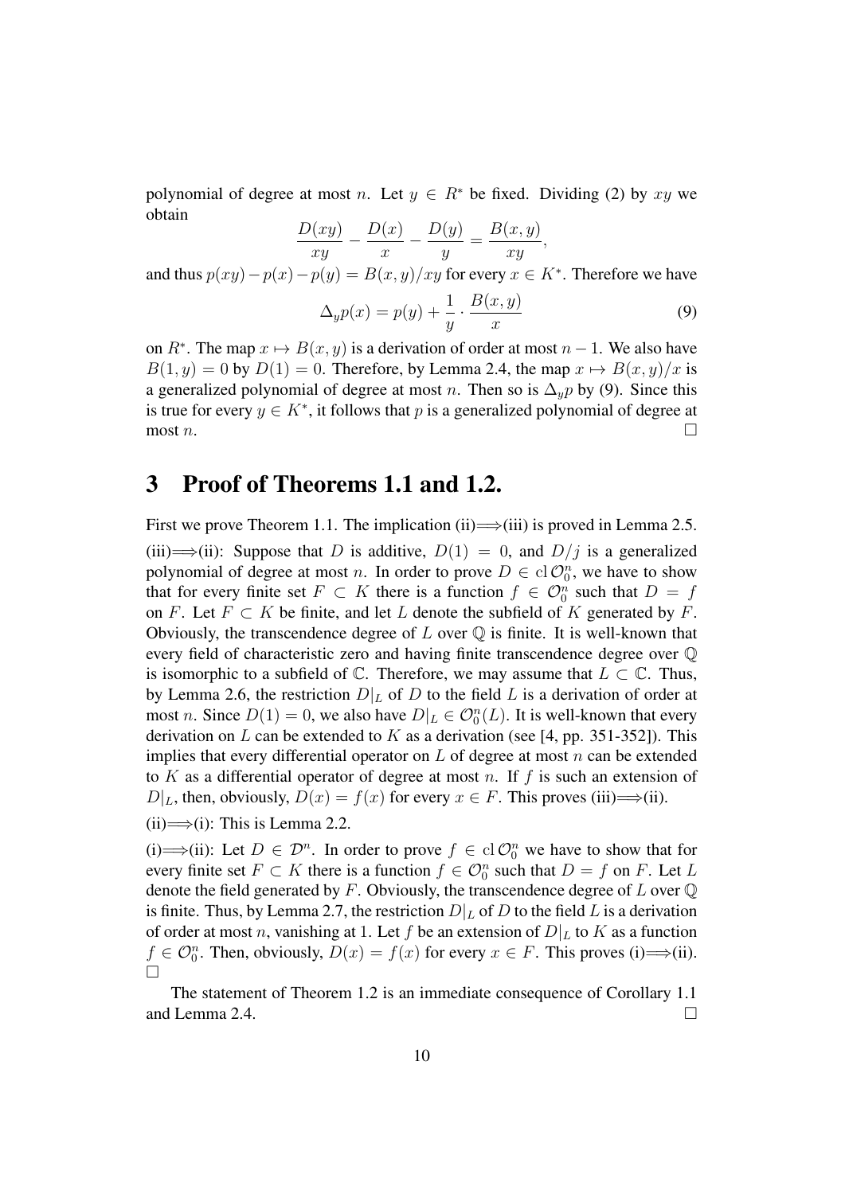polynomial of degree at most $n$. Let $y \in R^*$ be fixed. Dividing (2) by $xy$ we obtain

$$\frac{D(xy)}{xy} - \frac{D(x)}{x} - \frac{D(y)}{y} = \frac{B(x,y)}{xy},$$

and thus $p(xy) - p(x) - p(y) = B(x,y)/xy$ for every $x \in K^*$. Therefore we have

$$\Delta_y p(x) = p(y) + \frac{1}{y} \cdot \frac{B(x,y)}{x} \tag{9}$$

on $R^*$. The map $x \mapsto B(x,y)$ is a derivation of order at most $n-1$. We also have $B(1,y) = 0$ by $D(1) = 0$. Therefore, by Lemma 2.4, the map $x \mapsto B(x,y)/x$ is a generalized polynomial of degree at most $n$. Then so is $\Delta_y p$ by (9). Since this is true for every $y \in K^*$, it follows that $p$ is a generalized polynomial of degree at most $n$. □

## 3 Proof of Theorems 1.1 and 1.2.

First we prove Theorem 1.1. The implication (ii)$\Longrightarrow$(iii) is proved in Lemma 2.5.

(iii)$\Longrightarrow$(ii): Suppose that $D$ is additive, $D(1) = 0$, and $D/j$ is a generalized polynomial of degree at most $n$. In order to prove $D \in \mathrm{cl}\, \mathcal{O}_0^n$, we have to show that for every finite set $F \subset K$ there is a function $f \in \mathcal{O}_0^n$ such that $D = f$ on $F$. Let $F \subset K$ be finite, and let $L$ denote the subfield of $K$ generated by $F$. Obviously, the transcendence degree of $L$ over $\mathbb{Q}$ is finite. It is well-known that every field of characteristic zero and having finite transcendence degree over $\mathbb{Q}$ is isomorphic to a subfield of $\mathbb{C}$. Therefore, we may assume that $L \subset \mathbb{C}$. Thus, by Lemma 2.6, the restriction $D|_L$ of $D$ to the field $L$ is a derivation of order at most $n$. Since $D(1) = 0$, we also have $D|_L \in \mathcal{O}_0^n(L)$. It is well-known that every derivation on $L$ can be extended to $K$ as a derivation (see [4, pp. 351-352]). This implies that every differential operator on $L$ of degree at most $n$ can be extended to $K$ as a differential operator of degree at most $n$. If $f$ is such an extension of $D|_L$, then, obviously, $D(x) = f(x)$ for every $x \in F$. This proves (iii)$\Longrightarrow$(ii).

(ii)$\Longrightarrow$(i): This is Lemma 2.2.

(i)$\Longrightarrow$(ii): Let $D \in \mathcal{D}^n$. In order to prove $f \in \mathrm{cl}\, \mathcal{O}_0^n$ we have to show that for every finite set $F \subset K$ there is a function $f \in \mathcal{O}_0^n$ such that $D = f$ on $F$. Let $L$ denote the field generated by $F$. Obviously, the transcendence degree of $L$ over $\mathbb{Q}$ is finite. Thus, by Lemma 2.7, the restriction $D|_L$ of $D$ to the field $L$ is a derivation of order at most $n$, vanishing at 1. Let $f$ be an extension of $D|_L$ to $K$ as a function $f \in \mathcal{O}_0^n$. Then, obviously, $D(x) = f(x)$ for every $x \in F$. This proves (i)$\Longrightarrow$(ii). □

The statement of Theorem 1.2 is an immediate consequence of Corollary 1.1 and Lemma 2.4. □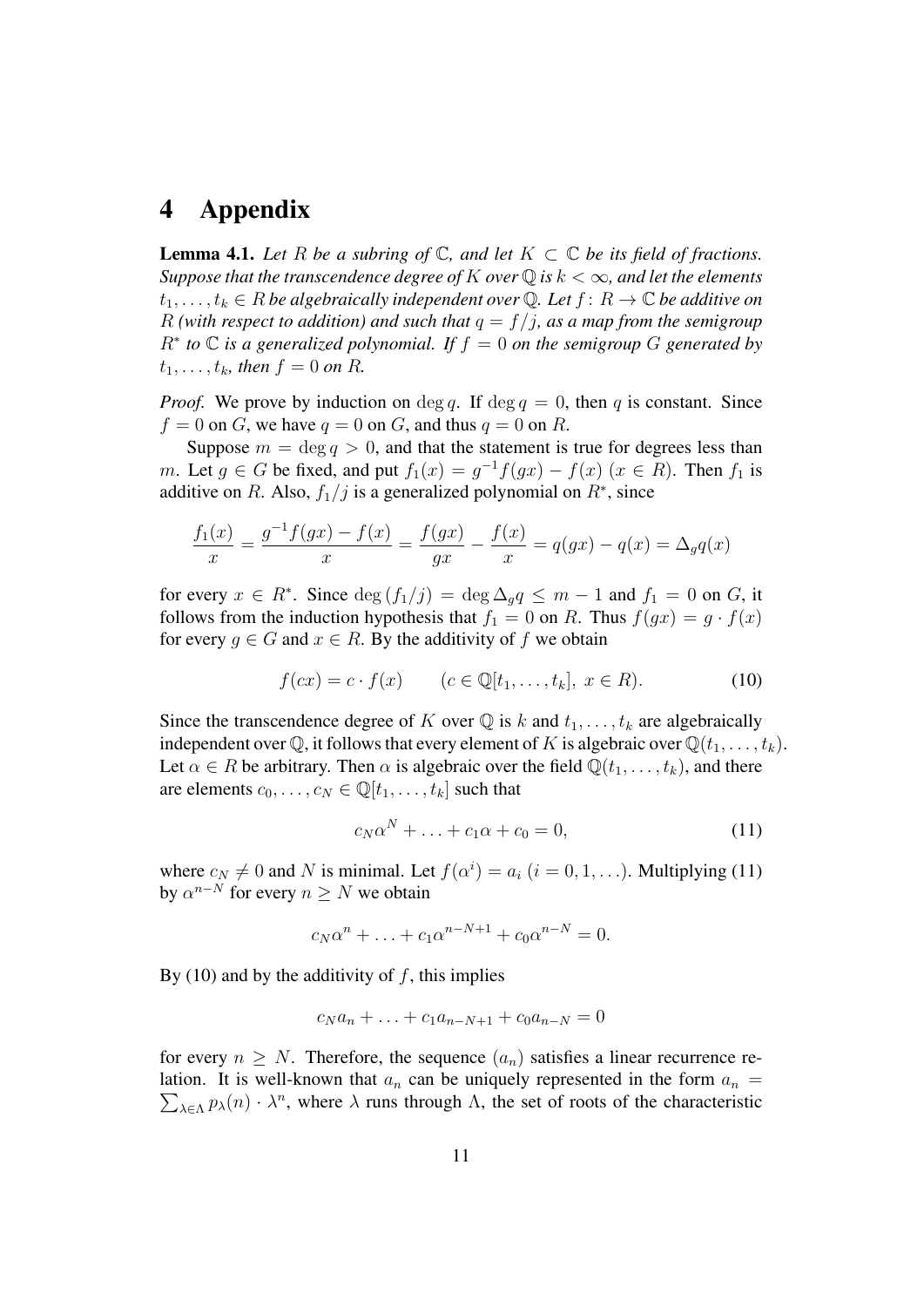# 4 Appendix

**Lemma 4.1.** *Let $R$ be a subring of $\mathbb{C}$, and let $K \subset \mathbb{C}$ be its field of fractions. Suppose that the transcendence degree of $K$ over $\mathbb{Q}$ is $k < \infty$, and let the elements $t_1, \ldots, t_k \in R$ be algebraically independent over $\mathbb{Q}$. Let $f \colon R \to \mathbb{C}$ be additive on $R$ (with respect to addition) and such that $q = f/j$, as a map from the semigroup $R^*$ to $\mathbb{C}$ is a generalized polynomial. If $f = 0$ on the semigroup $G$ generated by $t_1, \ldots, t_k$, then $f = 0$ on $R$.*

*Proof.* We prove by induction on $\deg q$. If $\deg q = 0$, then $q$ is constant. Since $f = 0$ on $G$, we have $q = 0$ on $G$, and thus $q = 0$ on $R$.

Suppose $m = \deg q > 0$, and that the statement is true for degrees less than $m$. Let $g \in G$ be fixed, and put $f_1(x) = g^{-1}f(gx) - f(x)$ $(x \in R)$. Then $f_1$ is additive on $R$. Also, $f_1/j$ is a generalized polynomial on $R^*$, since

$$\frac{f_1(x)}{x} = \frac{g^{-1}f(gx) - f(x)}{x} = \frac{f(gx)}{gx} - \frac{f(x)}{x} = q(gx) - q(x) = \Delta_g q(x)$$

for every $x \in R^*$. Since $\deg(f_1/j) = \deg \Delta_g q \leq m - 1$ and $f_1 = 0$ on $G$, it follows from the induction hypothesis that $f_1 = 0$ on $R$. Thus $f(gx) = g \cdot f(x)$ for every $g \in G$ and $x \in R$. By the additivity of $f$ we obtain

$$f(cx) = c \cdot f(x) \qquad (c \in \mathbb{Q}[t_1, \ldots, t_k],\ x \in R). \tag{10}$$

Since the transcendence degree of $K$ over $\mathbb{Q}$ is $k$ and $t_1, \ldots, t_k$ are algebraically independent over $\mathbb{Q}$, it follows that every element of $K$ is algebraic over $\mathbb{Q}(t_1, \ldots, t_k)$. Let $\alpha \in R$ be arbitrary. Then $\alpha$ is algebraic over the field $\mathbb{Q}(t_1, \ldots, t_k)$, and there are elements $c_0, \ldots, c_N \in \mathbb{Q}[t_1, \ldots, t_k]$ such that

$$c_N \alpha^N + \ldots + c_1 \alpha + c_0 = 0, \tag{11}$$

where $c_N \neq 0$ and $N$ is minimal. Let $f(\alpha^i) = a_i$ $(i = 0, 1, \ldots)$. Multiplying (11) by $\alpha^{n-N}$ for every $n \geq N$ we obtain

$$c_N \alpha^n + \ldots + c_1 \alpha^{n-N+1} + c_0 \alpha^{n-N} = 0.$$

By (10) and by the additivity of $f$, this implies

$$c_N a_n + \ldots + c_1 a_{n-N+1} + c_0 a_{n-N} = 0$$

for every $n \geq N$. Therefore, the sequence $(a_n)$ satisfies a linear recurrence relation. It is well-known that $a_n$ can be uniquely represented in the form $a_n = \sum_{\lambda \in \Lambda} p_\lambda(n) \cdot \lambda^n$, where $\lambda$ runs through $\Lambda$, the set of roots of the characteristic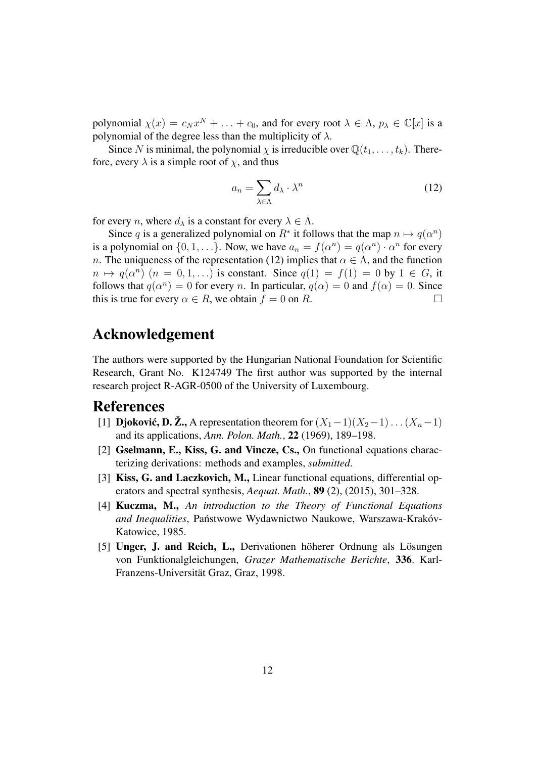polynomial $\chi(x) = c_N x^N + \ldots + c_0$, and for every root $\lambda \in \Lambda$, $p_\lambda \in \mathbb{C}[x]$ is a polynomial of the degree less than the multiplicity of $\lambda$.

Since $N$ is minimal, the polynomial $\chi$ is irreducible over $\mathbb{Q}(t_1, \ldots, t_k)$. Therefore, every $\lambda$ is a simple root of $\chi$, and thus

$$a_n = \sum_{\lambda \in \Lambda} d_\lambda \cdot \lambda^n \tag{12}$$

for every $n$, where $d_\lambda$ is a constant for every $\lambda \in \Lambda$.

Since $q$ is a generalized polynomial on $R^*$ it follows that the map $n \mapsto q(\alpha^n)$ is a polynomial on $\{0, 1, \ldots\}$. Now, we have $a_n = f(\alpha^n) = q(\alpha^n) \cdot \alpha^n$ for every $n$. The uniqueness of the representation (12) implies that $\alpha \in \Lambda$, and the function $n \mapsto q(\alpha^n)$ $(n = 0, 1, \ldots)$ is constant. Since $q(1) = f(1) = 0$ by $1 \in G$, it follows that $q(\alpha^n) = 0$ for every $n$. In particular, $q(\alpha) = 0$ and $f(\alpha) = 0$. Since this is true for every $\alpha \in R$, we obtain $f = 0$ on $R$. □

# Acknowledgement

The authors were supported by the Hungarian National Foundation for Scientific Research, Grant No. K124749 The first author was supported by the internal research project R-AGR-0500 of the University of Luxembourg.

# References

[1] **Djoković, D. Ž.,** A representation theorem for $(X_1-1)(X_2-1)\ldots(X_n-1)$ and its applications, *Ann. Polon. Math.*, **22** (1969), 189–198.

[2] **Gselmann, E., Kiss, G. and Vincze, Cs.,** On functional equations characterizing derivations: methods and examples, *submitted*.

[3] **Kiss, G. and Laczkovich, M.,** Linear functional equations, differential operators and spectral synthesis, *Aequat. Math.*, **89** (2), (2015), 301–328.

[4] **Kuczma, M.,** *An introduction to the Theory of Functional Equations and Inequalities*, Państwowe Wydawnictwo Naukowe, Warszawa-Kraków-Katowice, 1985.

[5] **Unger, J. and Reich, L.,** Derivationen höherer Ordnung als Lösungen von Funktionalgleichungen, *Grazer Mathematische Berichte*, **336**. Karl-Franzens-Universität Graz, Graz, 1998.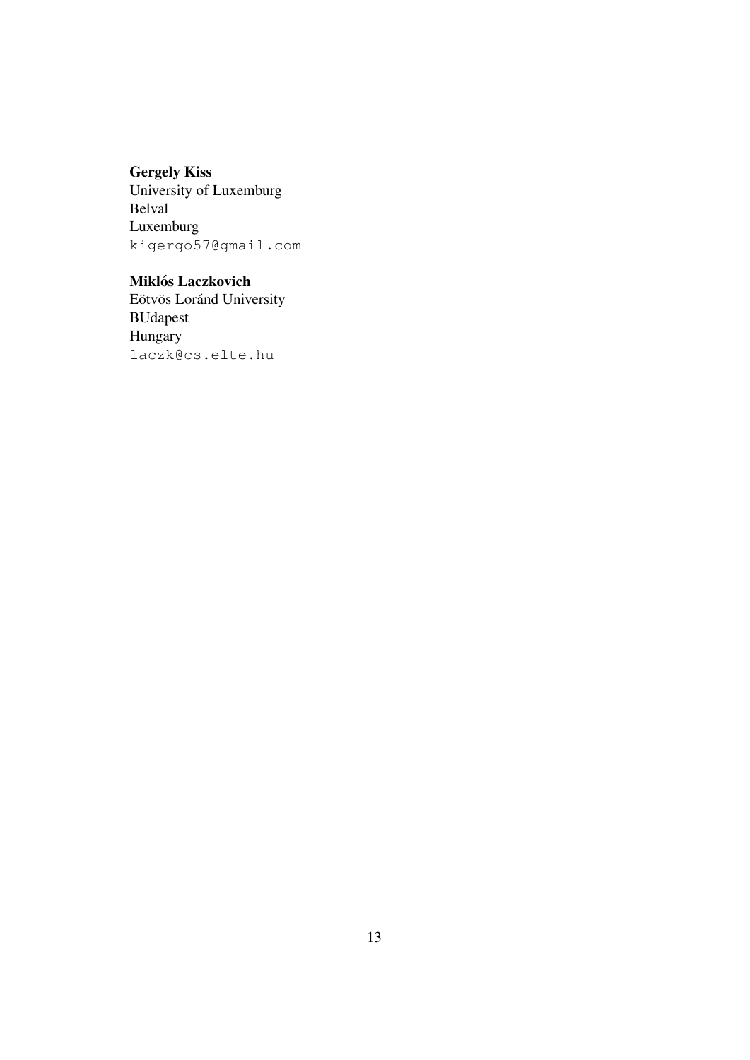**Gergely Kiss**
University of Luxemburg
Belval
Luxemburg
kigergo57@gmail.com

**Miklós Laczkovich**
Eötvös Loránd University
BUdapest
Hungary
laczk@cs.elte.hu